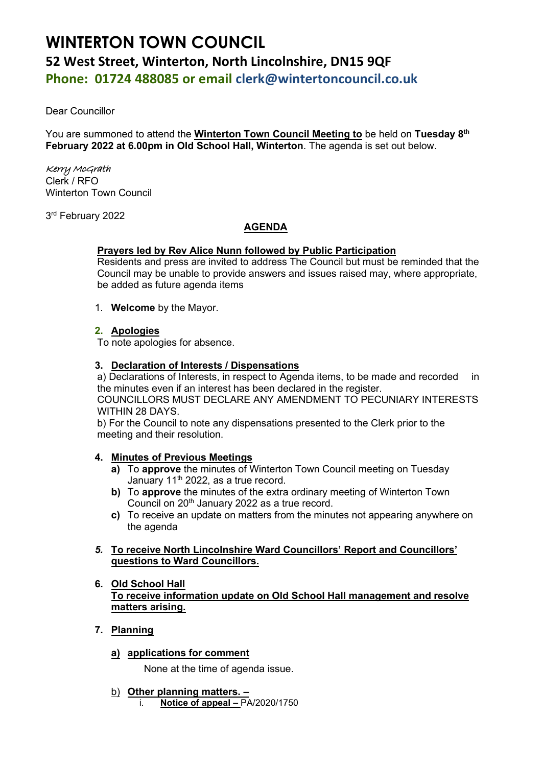# WINTERTON TOWN COUNCIL

## 52 West Street, Winterton, North Lincolnshire, DN15 9QF

## Phone: 01724 488085 or email clerk@wintertoncouncil.co.uk

Dear Councillor

You are summoned to attend the **Winterton Town Council Meeting to** be held on **Tuesday 8th February 2022 at 6.00pm in Old School Hall, Winterton**. The agenda is set out below.

*Kerry McGrath*
Clerk / RFO
Winterton Town Council

3rd February 2022

**AGENDA**

**Prayers led by Rev Alice Nunn followed by Public Participation**
Residents and press are invited to address The Council but must be reminded that the Council may be unable to provide answers and issues raised may, where appropriate, be added as future agenda items

1. **Welcome** by the Mayor.

2. **Apologies**
To note apologies for absence.

3. **Declaration of Interests / Dispensations**
a) Declarations of Interests, in respect to Agenda items, to be made and recorded in the minutes even if an interest has been declared in the register.
COUNCILLORS MUST DECLARE ANY AMENDMENT TO PECUNIARY INTERESTS WITHIN 28 DAYS.
b) For the Council to note any dispensations presented to the Clerk prior to the meeting and their resolution.

4. **Minutes of Previous Meetings**
   a) To **approve** the minutes of Winterton Town Council meeting on Tuesday January 11th 2022, as a true record.
   b) To **approve** the minutes of the extra ordinary meeting of Winterton Town Council on 20th January 2022 as a true record.
   c) To receive an update on matters from the minutes not appearing anywhere on the agenda

5. **To receive North Lincolnshire Ward Councillors' Report and Councillors' questions to Ward Councillors.**

6. **Old School Hall**
**To receive information update on Old School Hall management and resolve matters arising.**

7. **Planning**
   a) **applications for comment**
   None at the time of agenda issue.
   b) **Other planning matters. –**
      i. **Notice of appeal –** PA/2020/1750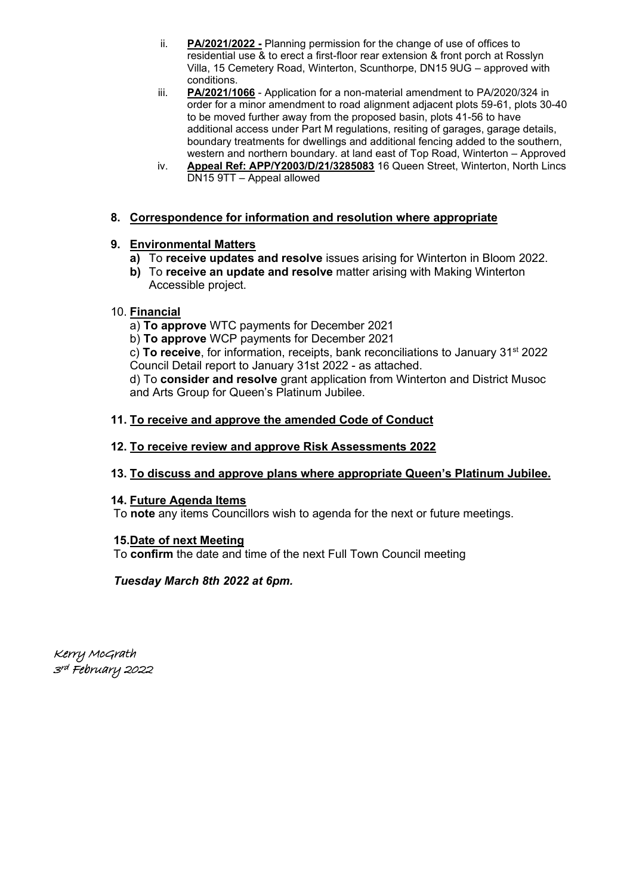ii. **PA/2021/2022 -** Planning permission for the change of use of offices to residential use & to erect a first-floor rear extension & front porch at Rosslyn Villa, 15 Cemetery Road, Winterton, Scunthorpe, DN15 9UG – approved with conditions.

iii. **PA/2021/1066** - Application for a non-material amendment to PA/2020/324 in order for a minor amendment to road alignment adjacent plots 59-61, plots 30-40 to be moved further away from the proposed basin, plots 41-56 to have additional access under Part M regulations, resiting of garages, garage details, boundary treatments for dwellings and additional fencing added to the southern, western and northern boundary. at land east of Top Road, Winterton – Approved

iv. **Appeal Ref: APP/Y2003/D/21/3285083** 16 Queen Street, Winterton, North Lincs DN15 9TT – Appeal allowed

**8. Correspondence for information and resolution where appropriate**

**9. Environmental Matters**

**a)** To **receive updates and resolve** issues arising for Winterton in Bloom 2022.

**b)** To **receive an update and resolve** matter arising with Making Winterton Accessible project.

10. **Financial**

a) **To approve** WTC payments for December 2021

b) **To approve** WCP payments for December 2021

c) **To receive**, for information, receipts, bank reconciliations to January 31st 2022 Council Detail report to January 31st 2022 - as attached.

d) To **consider and resolve** grant application from Winterton and District Musoc and Arts Group for Queen's Platinum Jubilee.

**11. To receive and approve the amended Code of Conduct**

**12. To receive review and approve Risk Assessments 2022**

**13. To discuss and approve plans where appropriate Queen's Platinum Jubilee.**

**14. Future Agenda Items**

To **note** any items Councillors wish to agenda for the next or future meetings.

**15. Date of next Meeting**

To **confirm** the date and time of the next Full Town Council meeting

***Tuesday March 8th 2022 at 6pm.***

Kerry McGrath
3rd February 2022